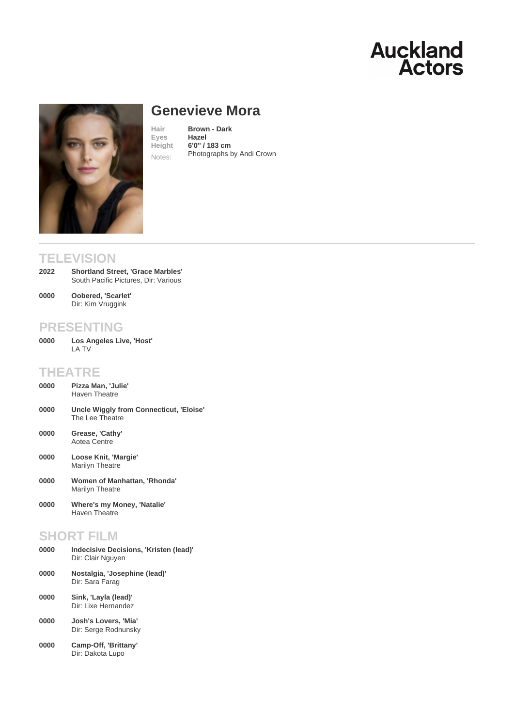Auckland Actors

# Genevieve Mora

**Hair** Brown - Dark
**Eyes** Hazel
**Height** 6'0'' / 183 cm
Notes: Photographs by Andi Crown

## TELEVISION

**2022** **Shortland Street, 'Grace Marbles'**
South Pacific Pictures, Dir: Various

**0000** **Oobered, 'Scarlet'**
Dir: Kim Vruggink

## PRESENTING

**0000** **Los Angeles Live, 'Host'**
LA TV

## THEATRE

**0000** **Pizza Man, 'Julie'**
Haven Theatre

**0000** **Uncle Wiggly from Connecticut, 'Eloise'**
The Lee Theatre

**0000** **Grease, 'Cathy'**
Aotea Centre

**0000** **Loose Knit, 'Margie'**
Marilyn Theatre

**0000** **Women of Manhattan, 'Rhonda'**
Marilyn Theatre

**0000** **Where's my Money, 'Natalie'**
Haven Theatre

## SHORT FILM

**0000** **Indecisive Decisions, 'Kristen (lead)'**
Dir: Clair Nguyen

**0000** **Nostalgia, 'Josephine (lead)'**
Dir: Sara Farag

**0000** **Sink, 'Layla (lead)'**
Dir: Lixe Hernandez

**0000** **Josh's Lovers, 'Mia'**
Dir: Serge Rodnunsky

**0000** **Camp-Off, 'Brittany'**
Dir: Dakota Lupo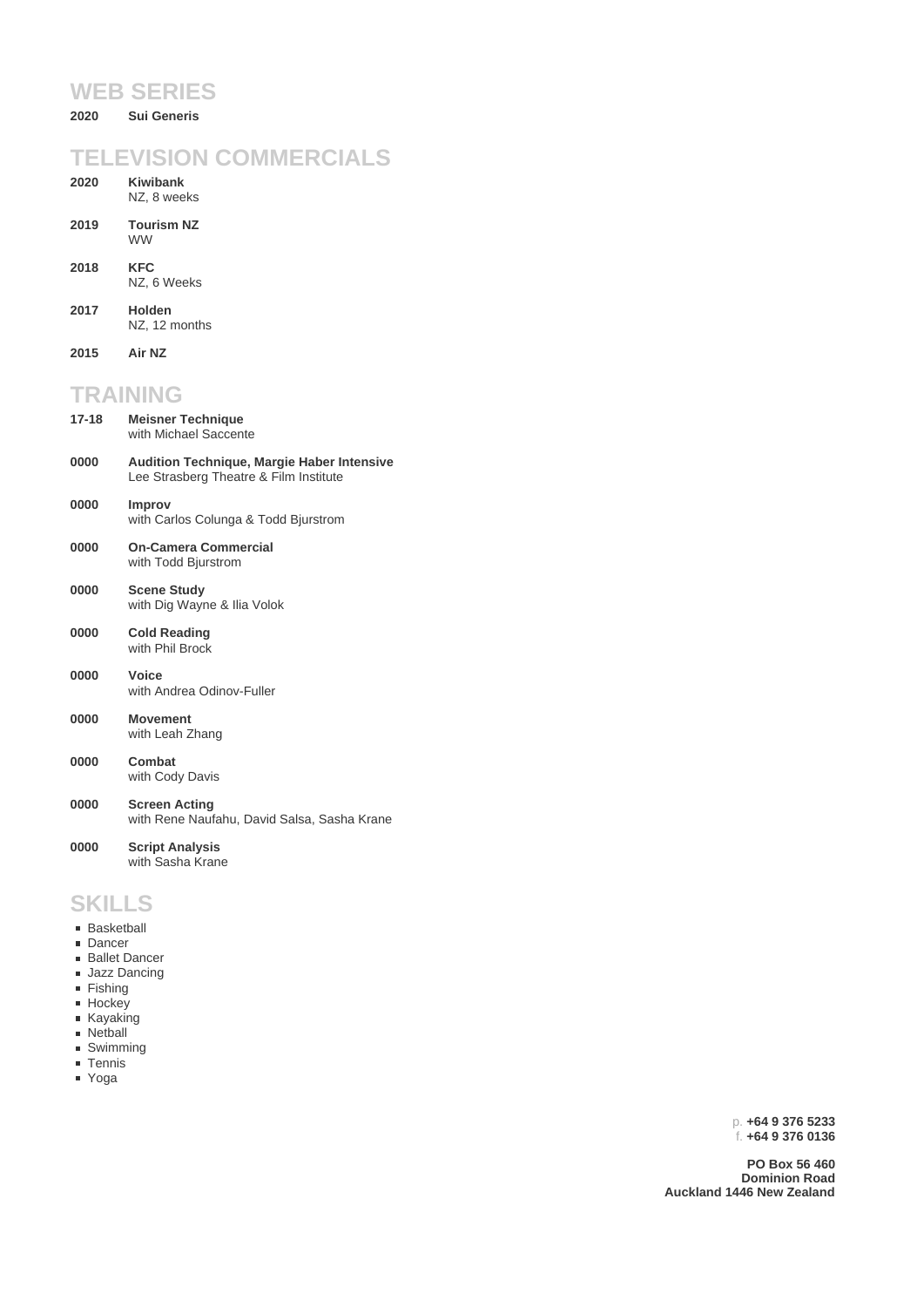## WEB SERIES

**2020** **Sui Generis**

## TELEVISION COMMERCIALS

**2020** **Kiwibank**
NZ, 8 weeks

**2019** **Tourism NZ**
WW

**2018** **KFC**
NZ, 6 Weeks

**2017** **Holden**
NZ, 12 months

**2015** **Air NZ**

## TRAINING

**17-18** **Meisner Technique**
with Michael Saccente

**0000** **Audition Technique, Margie Haber Intensive**
Lee Strasberg Theatre & Film Institute

**0000** **Improv**
with Carlos Colunga & Todd Bjurstrom

**0000** **On-Camera Commercial**
with Todd Bjurstrom

**0000** **Scene Study**
with Dig Wayne & Ilia Volok

**0000** **Cold Reading**
with Phil Brock

**0000** **Voice**
with Andrea Odinov-Fuller

**0000** **Movement**
with Leah Zhang

**0000** **Combat**
with Cody Davis

**0000** **Screen Acting**
with Rene Naufahu, David Salsa, Sasha Krane

**0000** **Script Analysis**
with Sasha Krane

## SKILLS

- Basketball
- Dancer
- Ballet Dancer
- Jazz Dancing
- Fishing
- Hockey
- Kayaking
- Netball
- Swimming
- Tennis
- Yoga

p. **+64 9 376 5233**
f. **+64 9 376 0136**

**PO Box 56 460**
**Dominion Road**
**Auckland 1446 New Zealand**